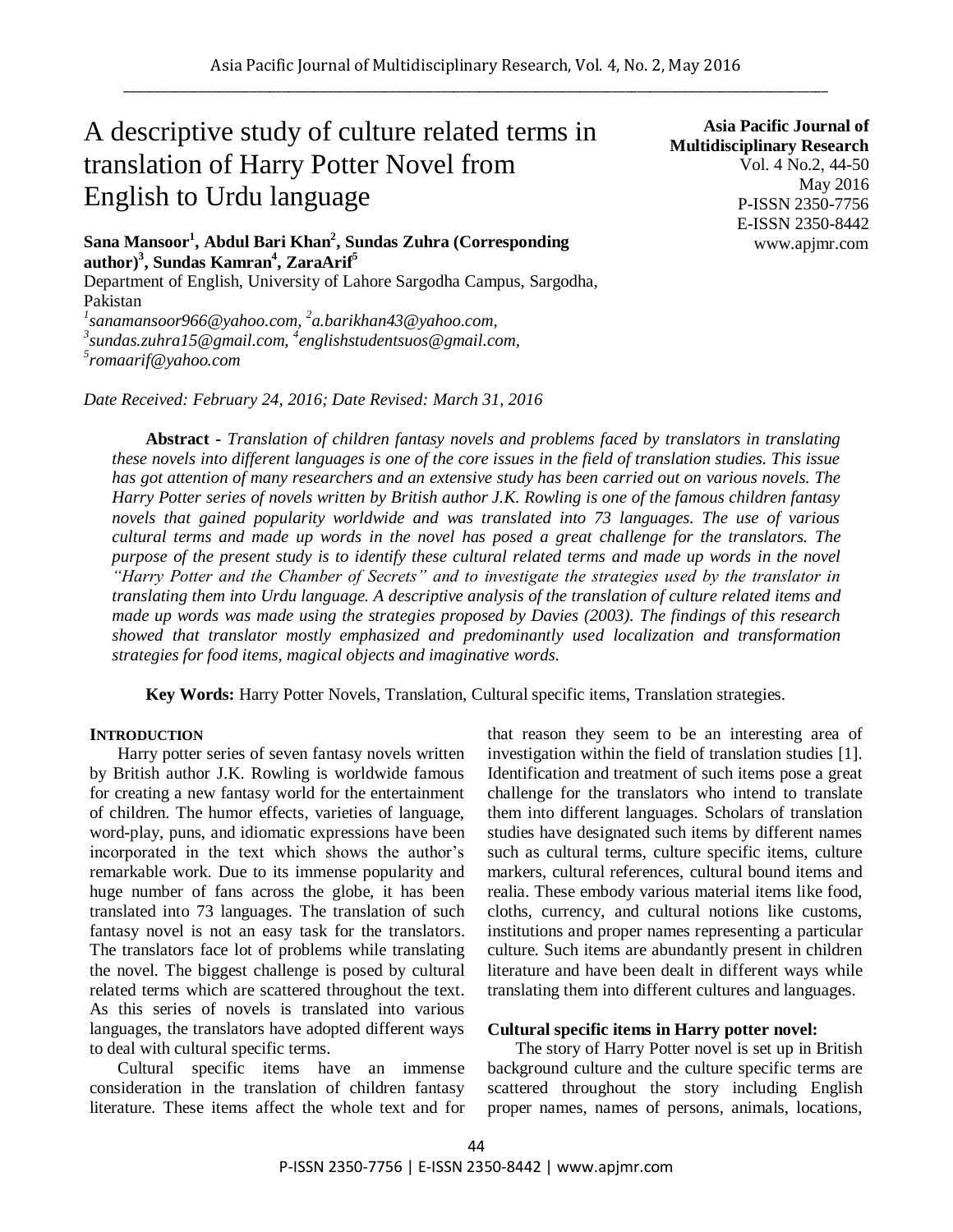# A descriptive study of culture related terms in translation of Harry Potter Novel from English to Urdu language

**Asia Pacific Journal of Multidisciplinary Research**
Vol. 4 No.2, 44-50
May 2016
P-ISSN 2350-7756
E-ISSN 2350-8442
www.apjmr.com

**Sana Mansoor[1], Abdul Bari Khan[2], Sundas Zuhra (Corresponding author)[3], Sundas Kamran[4], ZaraArif[5]**

Department of English, University of Lahore Sargodha Campus, Sargodha, Pakistan

*[1]sanamansoor966@yahoo.com, [2]a.barikhan43@yahoo.com, [3]sundas.zuhra15@gmail.com, [4]englishstudentsuos@gmail.com, [5]romaarif@yahoo.com*

*Date Received: February 24, 2016; Date Revised: March 31, 2016*

**Abstract -** *Translation of children fantasy novels and problems faced by translators in translating these novels into different languages is one of the core issues in the field of translation studies. This issue has got attention of many researchers and an extensive study has been carried out on various novels. The Harry Potter series of novels written by British author J.K. Rowling is one of the famous children fantasy novels that gained popularity worldwide and was translated into 73 languages. The use of various cultural terms and made up words in the novel has posed a great challenge for the translators. The purpose of the present study is to identify these cultural related terms and made up words in the novel "Harry Potter and the Chamber of Secrets" and to investigate the strategies used by the translator in translating them into Urdu language. A descriptive analysis of the translation of culture related items and made up words was made using the strategies proposed by Davies (2003). The findings of this research showed that translator mostly emphasized and predominantly used localization and transformation strategies for food items, magical objects and imaginative words.*

**Key Words:** Harry Potter Novels, Translation, Cultural specific items, Translation strategies.

## INTRODUCTION

Harry potter series of seven fantasy novels written by British author J.K. Rowling is worldwide famous for creating a new fantasy world for the entertainment of children. The humor effects, varieties of language, word-play, puns, and idiomatic expressions have been incorporated in the text which shows the author's remarkable work. Due to its immense popularity and huge number of fans across the globe, it has been translated into 73 languages. The translation of such fantasy novel is not an easy task for the translators. The translators face lot of problems while translating the novel. The biggest challenge is posed by cultural related terms which are scattered throughout the text. As this series of novels is translated into various languages, the translators have adopted different ways to deal with cultural specific terms.

Cultural specific items have an immense consideration in the translation of children fantasy literature. These items affect the whole text and for that reason they seem to be an interesting area of investigation within the field of translation studies [1]. Identification and treatment of such items pose a great challenge for the translators who intend to translate them into different languages. Scholars of translation studies have designated such items by different names such as cultural terms, culture specific items, culture markers, cultural references, cultural bound items and realia. These embody various material items like food, cloths, currency, and cultural notions like customs, institutions and proper names representing a particular culture. Such items are abundantly present in children literature and have been dealt in different ways while translating them into different cultures and languages.

### Cultural specific items in Harry potter novel:

The story of Harry Potter novel is set up in British background culture and the culture specific terms are scattered throughout the story including English proper names, names of persons, animals, locations,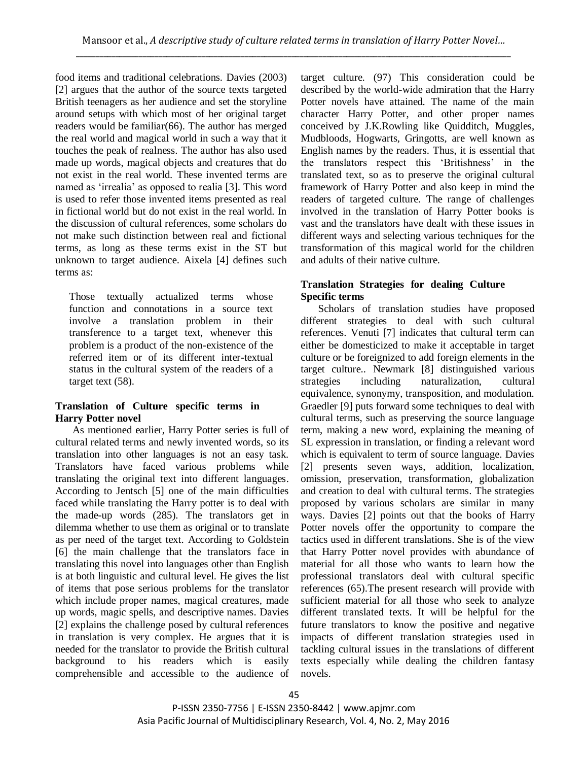food items and traditional celebrations. Davies (2003) [2] argues that the author of the source texts targeted British teenagers as her audience and set the storyline around setups with which most of her original target readers would be familiar(66). The author has merged the real world and magical world in such a way that it touches the peak of realness. The author has also used made up words, magical objects and creatures that do not exist in the real world. These invented terms are named as 'irrealia' as opposed to realia [3]. This word is used to refer those invented items presented as real in fictional world but do not exist in the real world. In the discussion of cultural references, some scholars do not make such distinction between real and fictional terms, as long as these terms exist in the ST but unknown to target audience. Aixela [4] defines such terms as:

> Those textually actualized terms whose function and connotations in a source text involve a translation problem in their transference to a target text, whenever this problem is a product of the non-existence of the referred item or of its different inter-textual status in the cultural system of the readers of a target text (58).

## Translation of Culture specific terms in Harry Potter novel

As mentioned earlier, Harry Potter series is full of cultural related terms and newly invented words, so its translation into other languages is not an easy task. Translators have faced various problems while translating the original text into different languages. According to Jentsch [5] one of the main difficulties faced while translating the Harry potter is to deal with the made-up words (285). The translators get in dilemma whether to use them as original or to translate as per need of the target text. According to Goldstein [6] the main challenge that the translators face in translating this novel into languages other than English is at both linguistic and cultural level. He gives the list of items that pose serious problems for the translator which include proper names, magical creatures, made up words, magic spells, and descriptive names. Davies [2] explains the challenge posed by cultural references in translation is very complex. He argues that it is needed for the translator to provide the British cultural background to his readers which is easily comprehensible and accessible to the audience of target culture. (97) This consideration could be described by the world-wide admiration that the Harry Potter novels have attained. The name of the main character Harry Potter, and other proper names conceived by J.K.Rowling like Quidditch, Muggles, Mudbloods, Hogwarts, Gringotts, are well known as English names by the readers. Thus, it is essential that the translators respect this 'Britishness' in the translated text, so as to preserve the original cultural framework of Harry Potter and also keep in mind the readers of targeted culture. The range of challenges involved in the translation of Harry Potter books is vast and the translators have dealt with these issues in different ways and selecting various techniques for the transformation of this magical world for the children and adults of their native culture.

## Translation Strategies for dealing Culture Specific terms

Scholars of translation studies have proposed different strategies to deal with such cultural references. Venuti [7] indicates that cultural term can either be domesticized to make it acceptable in target culture or be foreignized to add foreign elements in the target culture.. Newmark [8] distinguished various strategies including naturalization, cultural equivalence, synonymy, transposition, and modulation. Graedler [9] puts forward some techniques to deal with cultural terms, such as preserving the source language term, making a new word, explaining the meaning of SL expression in translation, or finding a relevant word which is equivalent to term of source language. Davies [2] presents seven ways, addition, localization, omission, preservation, transformation, globalization and creation to deal with cultural terms. The strategies proposed by various scholars are similar in many ways. Davies [2] points out that the books of Harry Potter novels offer the opportunity to compare the tactics used in different translations. She is of the view that Harry Potter novel provides with abundance of material for all those who wants to learn how the professional translators deal with cultural specific references (65).The present research will provide with sufficient material for all those who seek to analyze different translated texts. It will be helpful for the future translators to know the positive and negative impacts of different translation strategies used in tackling cultural issues in the translations of different texts especially while dealing the children fantasy novels.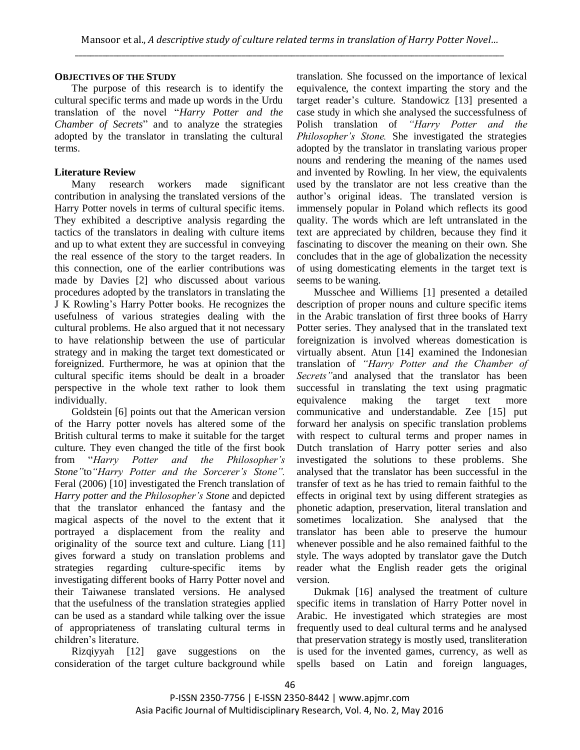**OBJECTIVES OF THE STUDY**

The purpose of this research is to identify the cultural specific terms and made up words in the Urdu translation of the novel "*Harry Potter and the Chamber of Secrets*" and to analyze the strategies adopted by the translator in translating the cultural terms.

## Literature Review

Many research workers made significant contribution in analysing the translated versions of the Harry Potter novels in terms of cultural specific items. They exhibited a descriptive analysis regarding the tactics of the translators in dealing with culture items and up to what extent they are successful in conveying the real essence of the story to the target readers. In this connection, one of the earlier contributions was made by Davies [2] who discussed about various procedures adopted by the translators in translating the J K Rowling's Harry Potter books. He recognizes the usefulness of various strategies dealing with the cultural problems. He also argued that it not necessary to have relationship between the use of particular strategy and in making the target text domesticated or foreignized. Furthermore, he was at opinion that the cultural specific items should be dealt in a broader perspective in the whole text rather to look them individually.

Goldstein [6] points out that the American version of the Harry potter novels has altered some of the British cultural terms to make it suitable for the target culture. They even changed the title of the first book from "*Harry Potter and the Philosopher's Stone*"to*"Harry Potter and the Sorcerer's Stone".* Feral (2006) [10] investigated the French translation of *Harry potter and the Philosopher's Stone* and depicted that the translator enhanced the fantasy and the magical aspects of the novel to the extent that it portrayed a displacement from the reality and originality of the source text and culture. Liang [11] gives forward a study on translation problems and strategies regarding culture-specific items by investigating different books of Harry Potter novel and their Taiwanese translated versions. He analysed that the usefulness of the translation strategies applied can be used as a standard while talking over the issue of appropriateness of translating cultural terms in children's literature.

Rizqiyyah [12] gave suggestions on the consideration of the target culture background while translation. She focussed on the importance of lexical equivalence, the context imparting the story and the target reader's culture. Standowicz [13] presented a case study in which she analysed the successfulness of Polish translation of *"Harry Potter and the Philosopher's Stone.* She investigated the strategies adopted by the translator in translating various proper nouns and rendering the meaning of the names used and invented by Rowling. In her view, the equivalents used by the translator are not less creative than the author's original ideas. The translated version is immensely popular in Poland which reflects its good quality. The words which are left untranslated in the text are appreciated by children, because they find it fascinating to discover the meaning on their own. She concludes that in the age of globalization the necessity of using domesticating elements in the target text is seems to be waning.

Musschee and Williems [1] presented a detailed description of proper nouns and culture specific items in the Arabic translation of first three books of Harry Potter series. They analysed that in the translated text foreignization is involved whereas domestication is virtually absent. Atun [14] examined the Indonesian translation of *"Harry Potter and the Chamber of Secrets"*and analysed that the translator has been successful in translating the text using pragmatic equivalence making the target text more communicative and understandable. Zee [15] put forward her analysis on specific translation problems with respect to cultural terms and proper names in Dutch translation of Harry potter series and also investigated the solutions to these problems. She analysed that the translator has been successful in the transfer of text as he has tried to remain faithful to the effects in original text by using different strategies as phonetic adaption, preservation, literal translation and sometimes localization. She analysed that the translator has been able to preserve the humour whenever possible and he also remained faithful to the style. The ways adopted by translator gave the Dutch reader what the English reader gets the original version.

Dukmak [16] analysed the treatment of culture specific items in translation of Harry Potter novel in Arabic. He investigated which strategies are most frequently used to deal cultural terms and he analysed that preservation strategy is mostly used, transliteration is used for the invented games, currency, as well as spells based on Latin and foreign languages,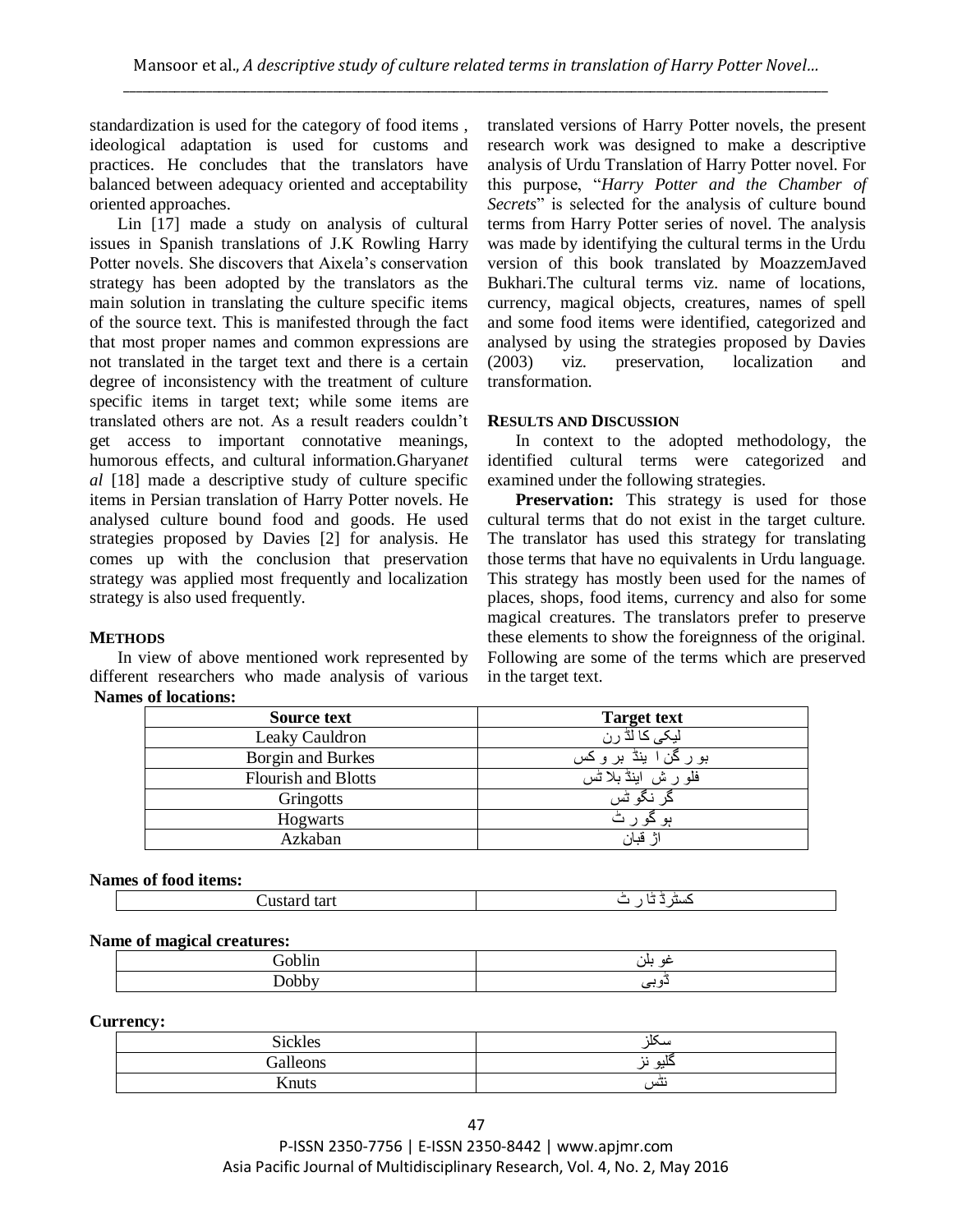standardization is used for the category of food items , ideological adaptation is used for customs and practices. He concludes that the translators have balanced between adequacy oriented and acceptability oriented approaches.

Lin [17] made a study on analysis of cultural issues in Spanish translations of J.K Rowling Harry Potter novels. She discovers that Aixela's conservation strategy has been adopted by the translators as the main solution in translating the culture specific items of the source text. This is manifested through the fact that most proper names and common expressions are not translated in the target text and there is a certain degree of inconsistency with the treatment of culture specific items in target text; while some items are translated others are not. As a result readers couldn't get access to important connotative meanings, humorous effects, and cultural information.Gharyan*et al* [18] made a descriptive study of culture specific items in Persian translation of Harry Potter novels. He analysed culture bound food and goods. He used strategies proposed by Davies [2] for analysis. He comes up with the conclusion that preservation strategy was applied most frequently and localization strategy is also used frequently.

## METHODS

In view of above mentioned work represented by different researchers who made analysis of various translated versions of Harry Potter novels, the present research work was designed to make a descriptive analysis of Urdu Translation of Harry Potter novel. For this purpose, "*Harry Potter and the Chamber of Secrets*" is selected for the analysis of culture bound terms from Harry Potter series of novel. The analysis was made by identifying the cultural terms in the Urdu version of this book translated by MoazzemJaved Bukhari.The cultural terms viz. name of locations, currency, magical objects, creatures, names of spell and some food items were identified, categorized and analysed by using the strategies proposed by Davies (2003) viz. preservation, localization and transformation.

## RESULTS AND DISCUSSION

In context to the adopted methodology, the identified cultural terms were categorized and examined under the following strategies.

**Preservation:** This strategy is used for those cultural terms that do not exist in the target culture. The translator has used this strategy for translating those terms that have no equivalents in Urdu language. This strategy has mostly been used for the names of places, shops, food items, currency and also for some magical creatures. The translators prefer to preserve these elements to show the foreignness of the original. Following are some of the terms which are preserved in the target text.

**Names of locations:**

| Source text | Target text |
|---|---|
| Leaky Cauldron | لیکی کا لڈ رن |
| Borgin and Burkes | بو ر گن ا ینڈ بر و کس |
| Flourish and Blotts | فلو ر ش اینڈ بلا ٹس |
| Gringotts | گر نگو ٹس |
| Hogwarts | ہو گو ر ٹ |
| Azkaban | اژ قبان |

**Names of food items:**

| | |
|---|---|
| Custard tart | کسٹرڈ ٹا ر ٹ |

**Name of magical creatures:**

| | |
|---|---|
| Goblin | غو بلن |
| Dobby | ڈوبی |

**Currency:**

| | |
|---|---|
| Sickles | سکلز |
| Galleons | گلیو نز |
| Knuts | نٹس |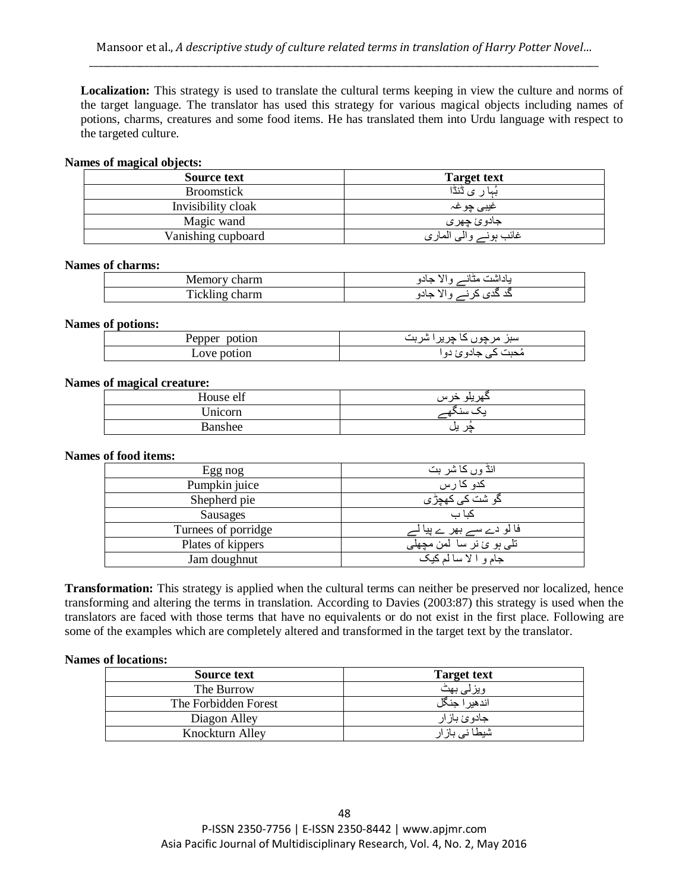**Localization:** This strategy is used to translate the cultural terms keeping in view the culture and norms of the target language. The translator has used this strategy for various magical objects including names of potions, charms, creatures and some food items. He has translated them into Urdu language with respect to the targeted culture.

**Names of magical objects:**

| Source text | Target text |
|---|---|
| Broomstick | بُہا ر ی ڈنڈا |
| Invisibility cloak | غیبی چوغہ |
| Magic wand | جادوئ چھری |
| Vanishing cupboard | غائب ہونے والی الماری |

**Names of charms:**

| | |
|---|---|
| Memory charm | یاداشت مٹانے والا جادو |
| Tickling charm | گد گدی کرنے والا جادو |

**Names of potions:**

| | |
|---|---|
| Pepper potion | سبز مرچوں کا چرپرا شربت |
| Love potion | مُحبت کی جادوئ دوا |

**Names of magical creature:**

| | |
|---|---|
| House elf | گھریلو خرس |
| Unicorn | یک سنگھے |
| Banshee | چُڑ یل |

**Names of food items:**

| | |
|---|---|
| Egg nog | انڈ وں کا شر بت |
| Pumpkin juice | کدو کا رس |
| Shepherd pie | گو شت کی کھچڑی |
| Sausages | کبا ب |
| Turnees of porridge | فا لو دے سے بھر ے پیا لے |
| Plates of kippers | تلی ہو ئ نر سا لمن مچھلی |
| Jam doughnut | جام و ا لا سا لم کیک |

**Transformation:** This strategy is applied when the cultural terms can neither be preserved nor localized, hence transforming and altering the terms in translation. According to Davies (2003:87) this strategy is used when the translators are faced with those terms that have no equivalents or do not exist in the first place. Following are some of the examples which are completely altered and transformed in the target text by the translator.

**Names of locations:**

| Source text | Target text |
|---|---|
| The Burrow | ویزلی بھٹ |
| The Forbidden Forest | اندھیرا جنگل |
| Diagon Alley | جادوئ بازار |
| Knockturn Alley | شیطا نی بازار |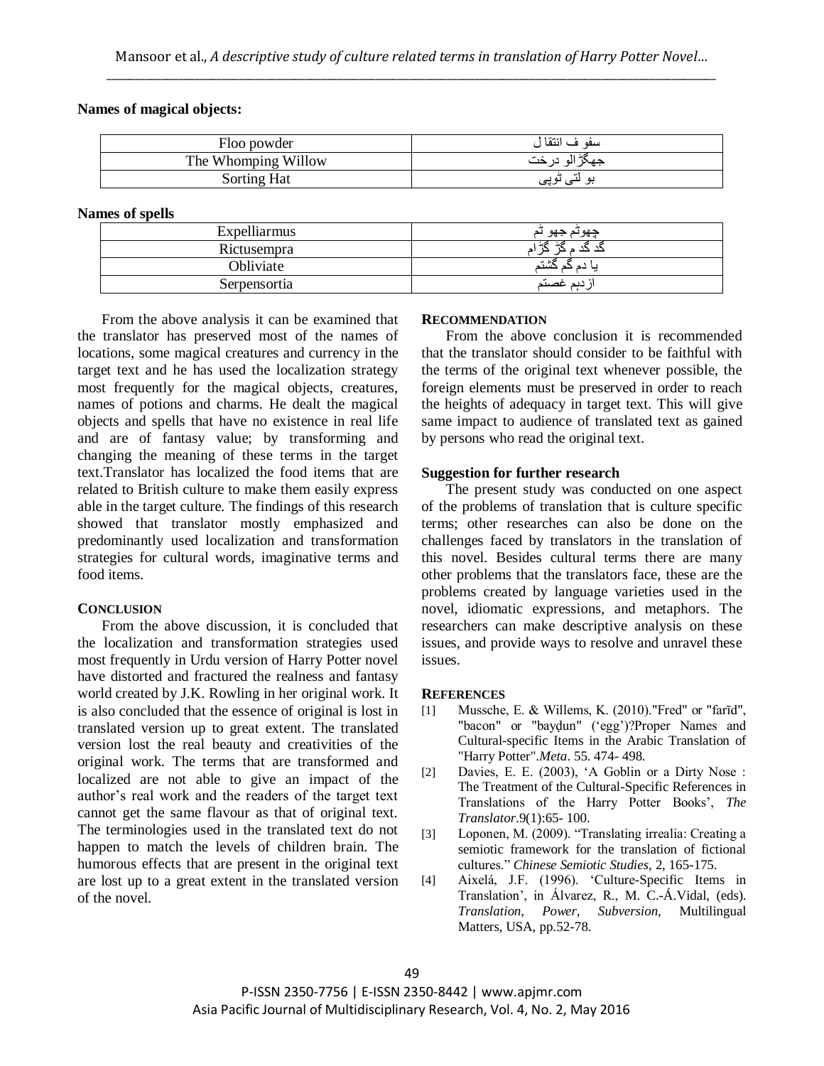**Names of magical objects:**

| Floo powder | سفو ف انتقا ل |
|---|---|
| The Whomping Willow | جهگڑالو درخت |
| Sorting Hat | بو لتی ٹوپی |

**Names of spells**

| Expelliarmus | چهوٹم جهو ٹم |
|---|---|
| Rictusempra | گد گد م گڑ گڑام |
| Obliviate | یا دم گم گشتم |
| Serpensortia | ازدہم غصتم |

From the above analysis it can be examined that the translator has preserved most of the names of locations, some magical creatures and currency in the target text and he has used the localization strategy most frequently for the magical objects, creatures, names of potions and charms. He dealt the magical objects and spells that have no existence in real life and are of fantasy value; by transforming and changing the meaning of these terms in the target text.Translator has localized the food items that are related to British culture to make them easily express able in the target culture. The findings of this research showed that translator mostly emphasized and predominantly used localization and transformation strategies for cultural words, imaginative terms and food items.

## CONCLUSION

From the above discussion, it is concluded that the localization and transformation strategies used most frequently in Urdu version of Harry Potter novel have distorted and fractured the realness and fantasy world created by J.K. Rowling in her original work. It is also concluded that the essence of original is lost in translated version up to great extent. The translated version lost the real beauty and creativities of the original work. The terms that are transformed and localized are not able to give an impact of the author's real work and the readers of the target text cannot get the same flavour as that of original text. The terminologies used in the translated text do not happen to match the levels of children brain. The humorous effects that are present in the original text are lost up to a great extent in the translated version of the novel.

## RECOMMENDATION

From the above conclusion it is recommended that the translator should consider to be faithful with the terms of the original text whenever possible, the foreign elements must be preserved in order to reach the heights of adequacy in target text. This will give same impact to audience of translated text as gained by persons who read the original text.

**Suggestion for further research**

The present study was conducted on one aspect of the problems of translation that is culture specific terms; other researches can also be done on the challenges faced by translators in the translation of this novel. Besides cultural terms there are many other problems that the translators face, these are the problems created by language varieties used in the novel, idiomatic expressions, and metaphors. The researchers can make descriptive analysis on these issues, and provide ways to resolve and unravel these issues.

## REFERENCES

[1] Mussche, E. & Willems, K. (2010)."Fred" or "farīd", "bacon" or "bayḍun" ('egg')?Proper Names and Cultural-specific Items in the Arabic Translation of "Harry Potter".*Meta*. 55. 474- 498.

[2] Davies, E. E. (2003), 'A Goblin or a Dirty Nose : The Treatment of the Cultural-Specific References in Translations of the Harry Potter Books', *The Translator*.9(1):65- 100.

[3] Loponen, M. (2009). "Translating irrealia: Creating a semiotic framework for the translation of fictional cultures." *Chinese Semiotic Studies*, 2, 165-175.

[4] Aixelá, J.F. (1996). 'Culture-Specific Items in Translation', in Álvarez, R., M. C.-Á.Vidal, (eds). *Translation, Power, Subversion*, Multilingual Matters, USA, pp.52-78.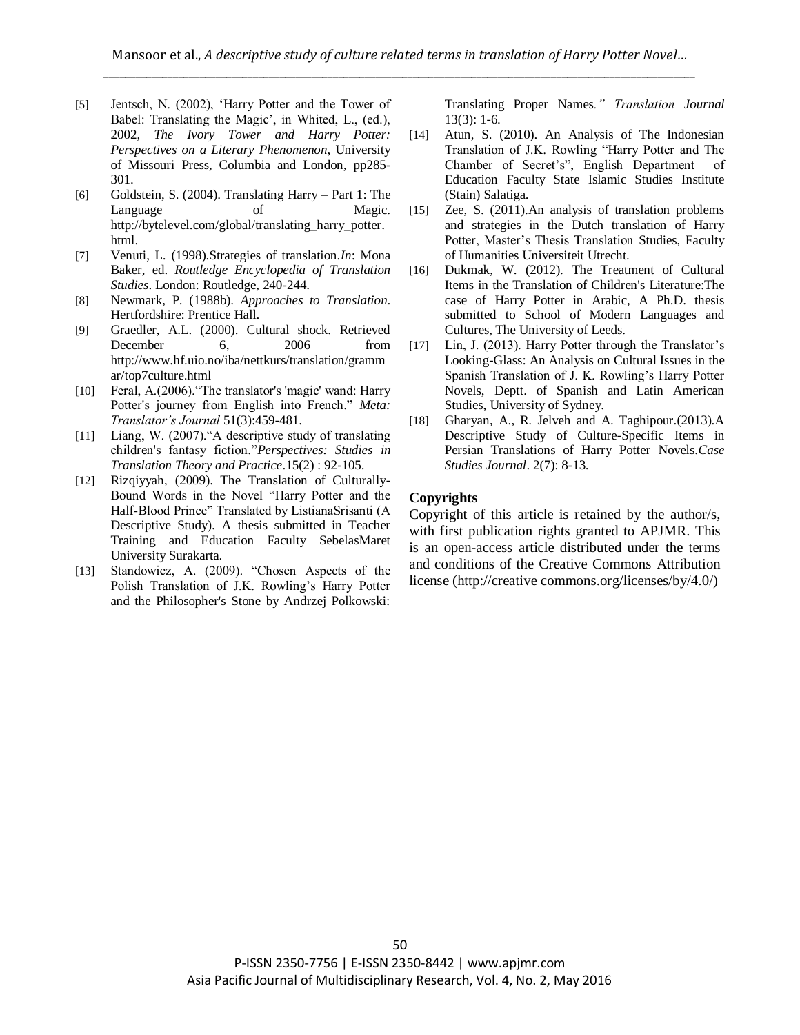[5] Jentsch, N. (2002), 'Harry Potter and the Tower of Babel: Translating the Magic', in Whited, L., (ed.), 2002, *The Ivory Tower and Harry Potter: Perspectives on a Literary Phenomenon*, University of Missouri Press, Columbia and London, pp285-301.

[6] Goldstein, S. (2004). Translating Harry – Part 1: The Language of Magic. http://bytelevel.com/global/translating_harry_potter.html.

[7] Venuti, L. (1998).Strategies of translation.*In*: Mona Baker, ed. *Routledge Encyclopedia of Translation Studies*. London: Routledge, 240-244.

[8] Newmark, P. (1988b). *Approaches to Translation*. Hertfordshire: Prentice Hall.

[9] Graedler, A.L. (2000). Cultural shock. Retrieved December 6, 2006 from http://www.hf.uio.no/iba/nettkurs/translation/grammar/top7culture.html

[10] Feral, A.(2006)."The translator's 'magic' wand: Harry Potter's journey from English into French." *Meta: Translator's Journal* 51(3):459-481.

[11] Liang, W. (2007)."A descriptive study of translating children's fantasy fiction."*Perspectives: Studies in Translation Theory and Practice*.15(2) : 92-105.

[12] Rizqiyyah, (2009). The Translation of Culturally-Bound Words in the Novel "Harry Potter and the Half-Blood Prince" Translated by ListianaSrisanti (A Descriptive Study). A thesis submitted in Teacher Training and Education Faculty SebelasMaret University Surakarta.

[13] Standowicz, A. (2009). "Chosen Aspects of the Polish Translation of J.K. Rowling's Harry Potter and the Philosopher's Stone by Andrzej Polkowski: Translating Proper Names." *Translation Journal* 13(3): 1-6.

[14] Atun, S. (2010). An Analysis of The Indonesian Translation of J.K. Rowling "Harry Potter and The Chamber of Secret's", English Department of Education Faculty State Islamic Studies Institute (Stain) Salatiga.

[15] Zee, S. (2011).An analysis of translation problems and strategies in the Dutch translation of Harry Potter, Master's Thesis Translation Studies, Faculty of Humanities Universiteit Utrecht.

[16] Dukmak, W. (2012). The Treatment of Cultural Items in the Translation of Children's Literature:The case of Harry Potter in Arabic, A Ph.D. thesis submitted to School of Modern Languages and Cultures, The University of Leeds.

[17] Lin, J. (2013). Harry Potter through the Translator's Looking-Glass: An Analysis on Cultural Issues in the Spanish Translation of J. K. Rowling's Harry Potter Novels, Deptt. of Spanish and Latin American Studies, University of Sydney.

[18] Gharyan, A., R. Jelveh and A. Taghipour.(2013).A Descriptive Study of Culture-Specific Items in Persian Translations of Harry Potter Novels.*Case Studies Journal*. 2(7): 8-13.

## Copyrights

Copyright of this article is retained by the author/s, with first publication rights granted to APJMR. This is an open-access article distributed under the terms and conditions of the Creative Commons Attribution license (http://creative commons.org/licenses/by/4.0/)